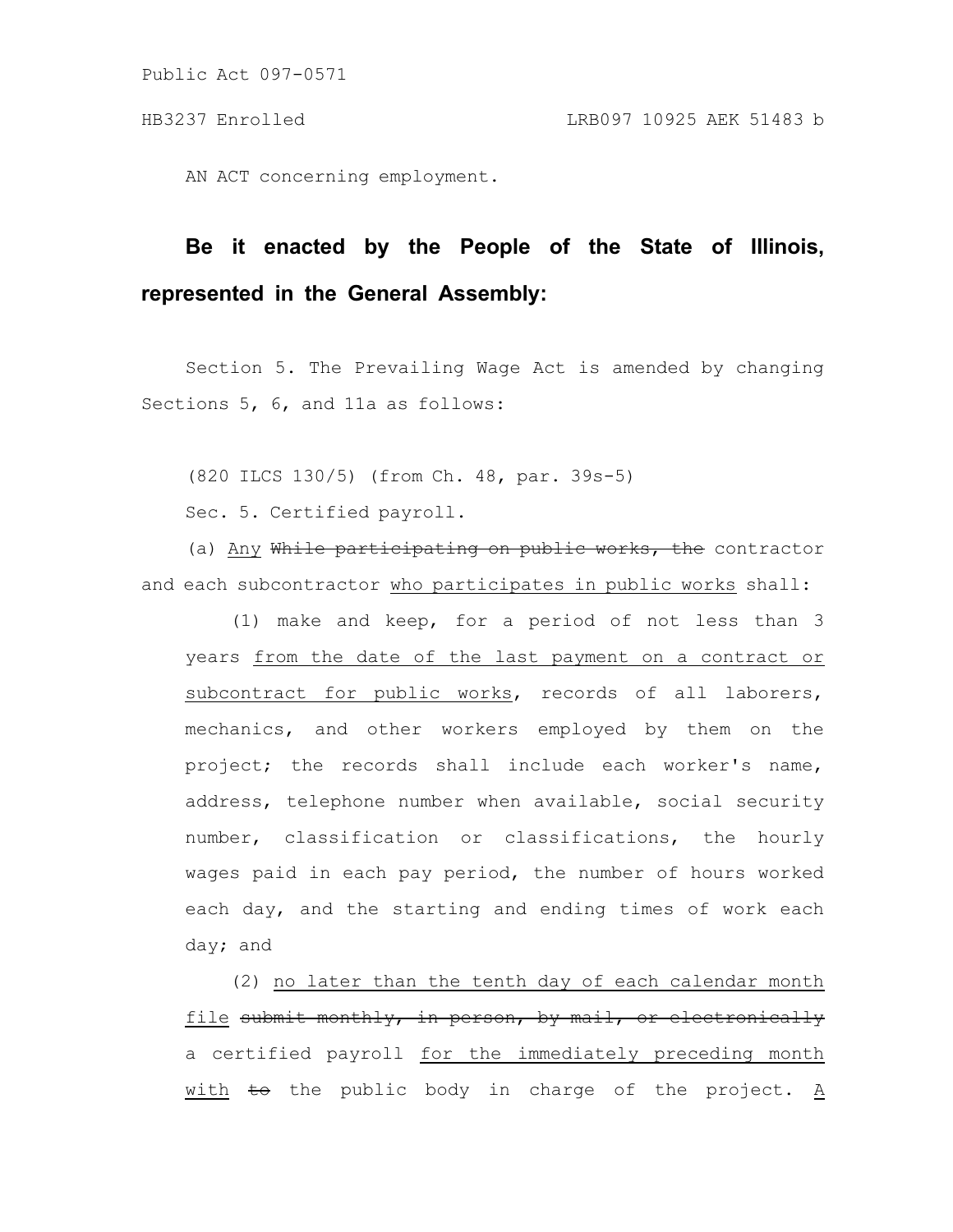Public Act 097-0571

HB3237 Enrolled LRB097 10925 AEK 51483 b

AN ACT concerning employment.

**Be it enacted by the People of the State of Illinois, represented in the General Assembly:**

Section 5. The Prevailing Wage Act is amended by changing Sections 5, 6, and 11a as follows:

(820 ILCS 130/5) (from Ch. 48, par. 39s-5)

Sec. 5. Certified payroll.

(a) <u>Any</u> ~~While participating on public works, the~~ contractor and each subcontractor <u>who participates in public works</u> shall:

(1) make and keep, for a period of not less than 3 years <u>from the date of the last payment on a contract or subcontract for public works</u>, records of all laborers, mechanics, and other workers employed by them on the project; the records shall include each worker's name, address, telephone number when available, social security number, classification or classifications, the hourly wages paid in each pay period, the number of hours worked each day, and the starting and ending times of work each day; and

(2) <u>no later than the tenth day of each calendar month file</u> ~~submit monthly, in person, by mail, or electronically~~ a certified payroll <u>for the immediately preceding month with</u> ~~to~~ the public body in charge of the project. <u>A</u>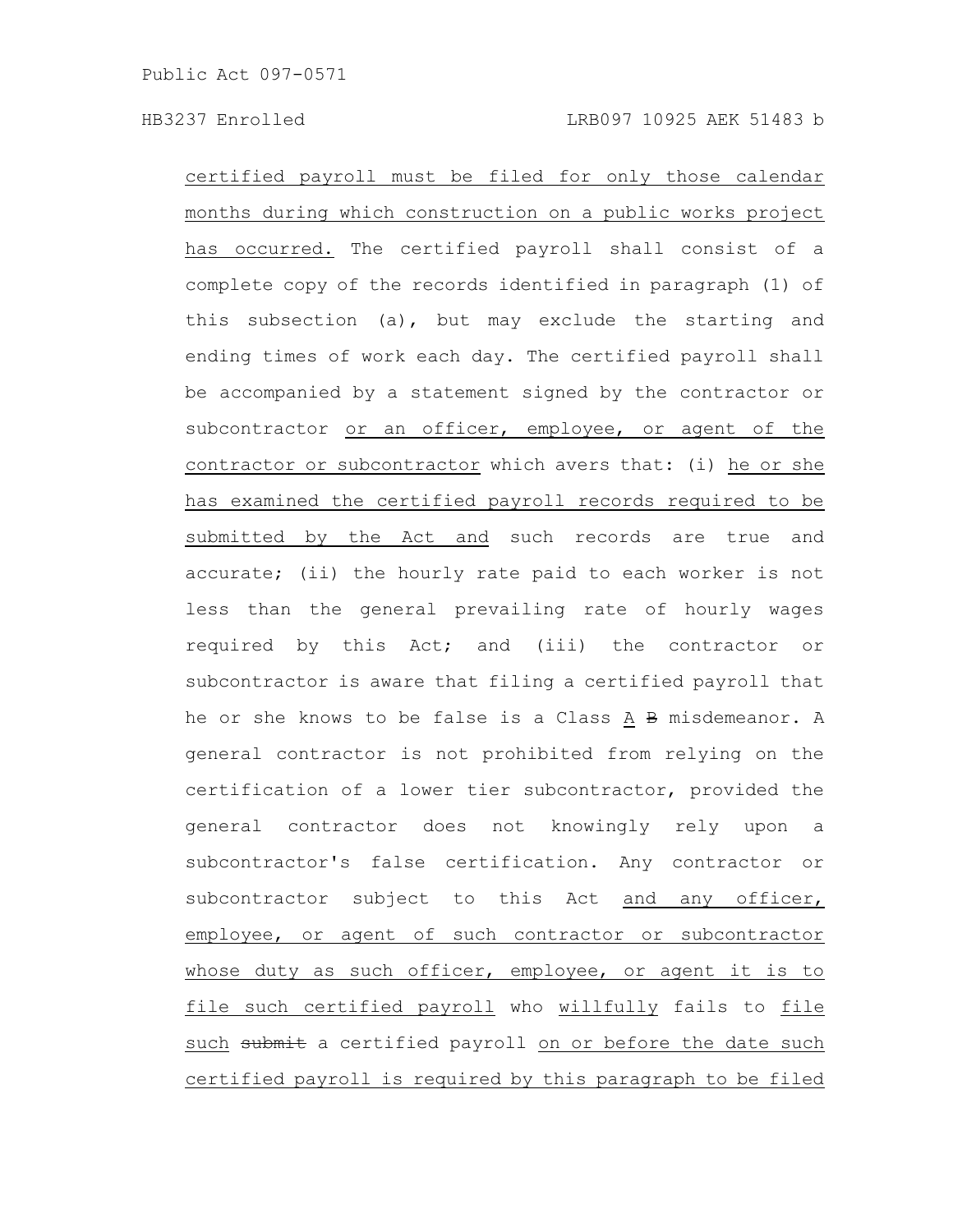certified payroll must be filed for only those calendar months during which construction on a public works project has occurred. The certified payroll shall consist of a complete copy of the records identified in paragraph (1) of this subsection (a), but may exclude the starting and ending times of work each day. The certified payroll shall be accompanied by a statement signed by the contractor or subcontractor or an officer, employee, or agent of the contractor or subcontractor which avers that: (i) he or she has examined the certified payroll records required to be submitted by the Act and such records are true and accurate; (ii) the hourly rate paid to each worker is not less than the general prevailing rate of hourly wages required by this Act; and (iii) the contractor or subcontractor is aware that filing a certified payroll that he or she knows to be false is a Class A ~~B~~ misdemeanor. A general contractor is not prohibited from relying on the certification of a lower tier subcontractor, provided the general contractor does not knowingly rely upon a subcontractor's false certification. Any contractor or subcontractor subject to this Act and any officer, employee, or agent of such contractor or subcontractor whose duty as such officer, employee, or agent it is to file such certified payroll who willfully fails to file such ~~submit~~ a certified payroll on or before the date such certified payroll is required by this paragraph to be filed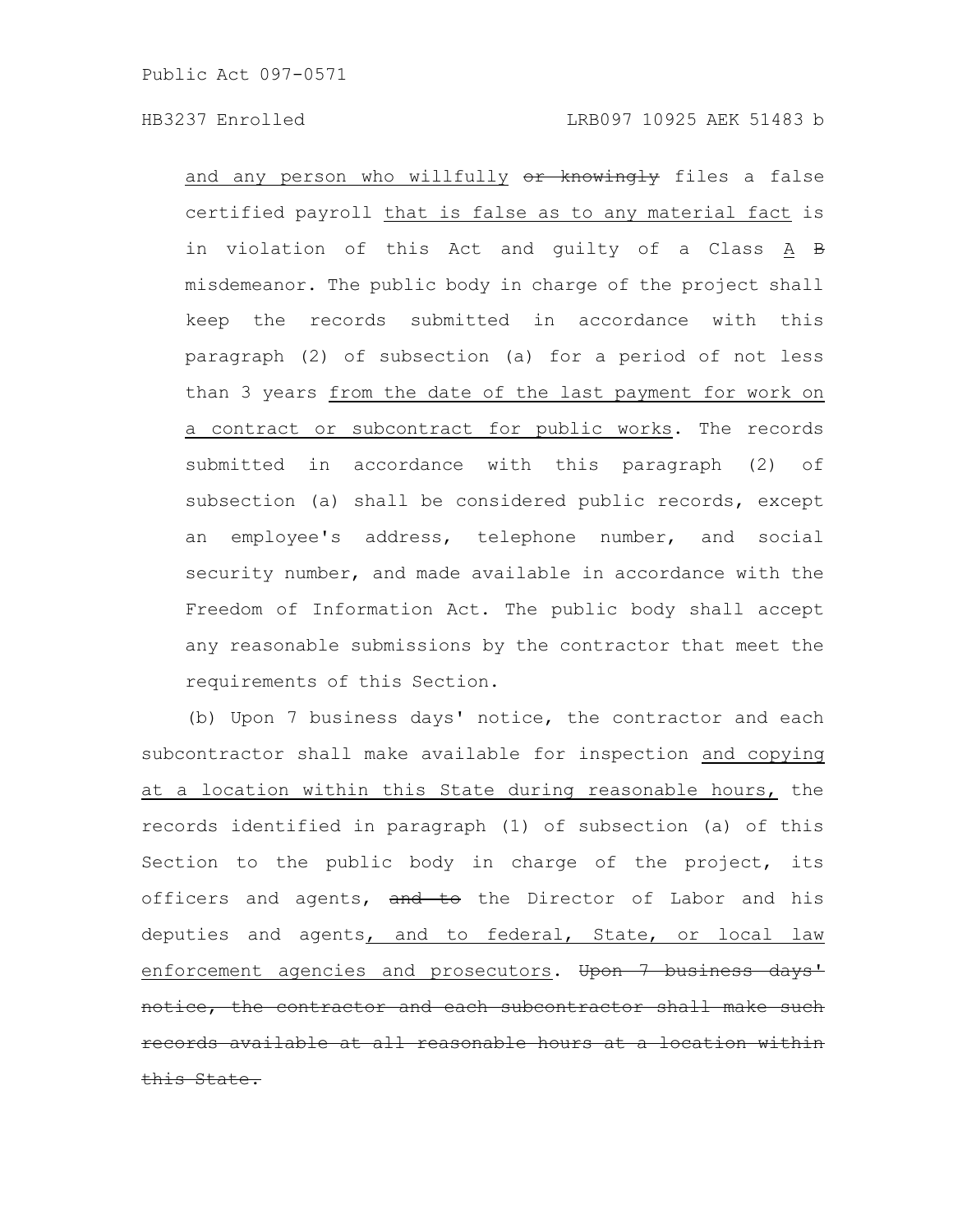and any person who willfully ~~or knowingly~~ files a false certified payroll <u>that is false as to any material fact</u> is in violation of this Act and guilty of a Class <u>A</u> ~~B~~ misdemeanor. The public body in charge of the project shall keep the records submitted in accordance with this paragraph (2) of subsection (a) for a period of not less than 3 years <u>from the date of the last payment for work on a contract or subcontract for public works</u>. The records submitted in accordance with this paragraph (2) of subsection (a) shall be considered public records, except an employee's address, telephone number, and social security number, and made available in accordance with the Freedom of Information Act. The public body shall accept any reasonable submissions by the contractor that meet the requirements of this Section.

(b) Upon 7 business days' notice, the contractor and each subcontractor shall make available for inspection <u>and copying at a location within this State during reasonable hours,</u> the records identified in paragraph (1) of subsection (a) of this Section to the public body in charge of the project, its officers and agents, ~~and to~~ the Director of Labor and his deputies and agents<u>, and to federal, State, or local law enforcement agencies and prosecutors</u>. ~~Upon 7 business days' notice, the contractor and each subcontractor shall make such records available at all reasonable hours at a location within this State.~~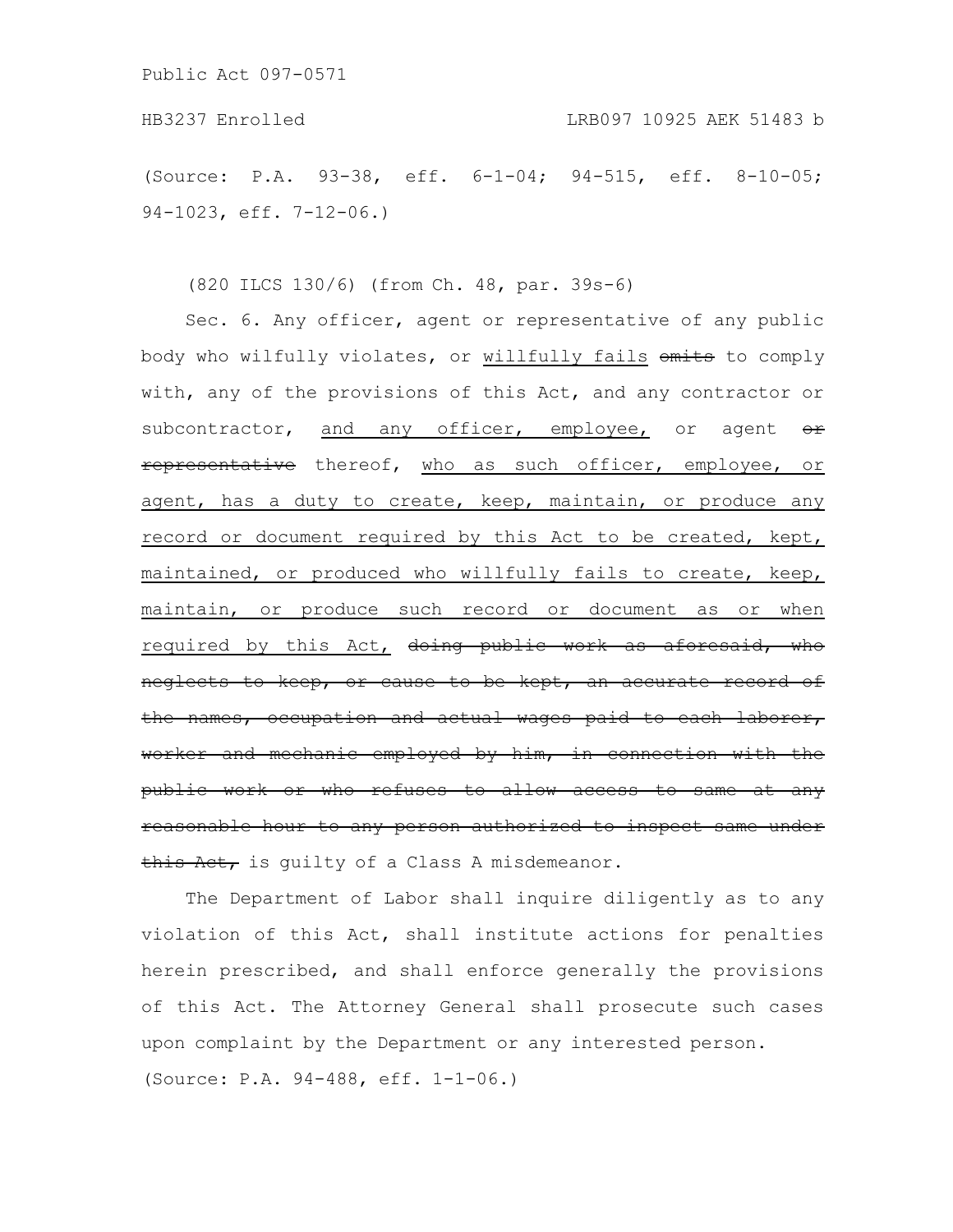(Source: P.A. 93-38, eff. 6-1-04; 94-515, eff. 8-10-05; 94-1023, eff. 7-12-06.)

(820 ILCS 130/6) (from Ch. 48, par. 39s-6)

Sec. 6. Any officer, agent or representative of any public body who wilfully violates, or <u>willfully fails</u> ~~omits~~ to comply with, any of the provisions of this Act, and any contractor or subcontractor, <u>and any officer, employee,</u> or agent ~~or representative~~ thereof, <u>who as such officer, employee, or agent, has a duty to create, keep, maintain, or produce any record or document required by this Act to be created, kept, maintained, or produced who willfully fails to create, keep, maintain, or produce such record or document as or when required by this Act,</u> ~~doing public work as aforesaid, who neglects to keep, or cause to be kept, an accurate record of the names, occupation and actual wages paid to each laborer, worker and mechanic employed by him, in connection with the public work or who refuses to allow access to same at any reasonable hour to any person authorized to inspect same under this Act,~~ is guilty of a Class A misdemeanor.

The Department of Labor shall inquire diligently as to any violation of this Act, shall institute actions for penalties herein prescribed, and shall enforce generally the provisions of this Act. The Attorney General shall prosecute such cases upon complaint by the Department or any interested person.

(Source: P.A. 94-488, eff. 1-1-06.)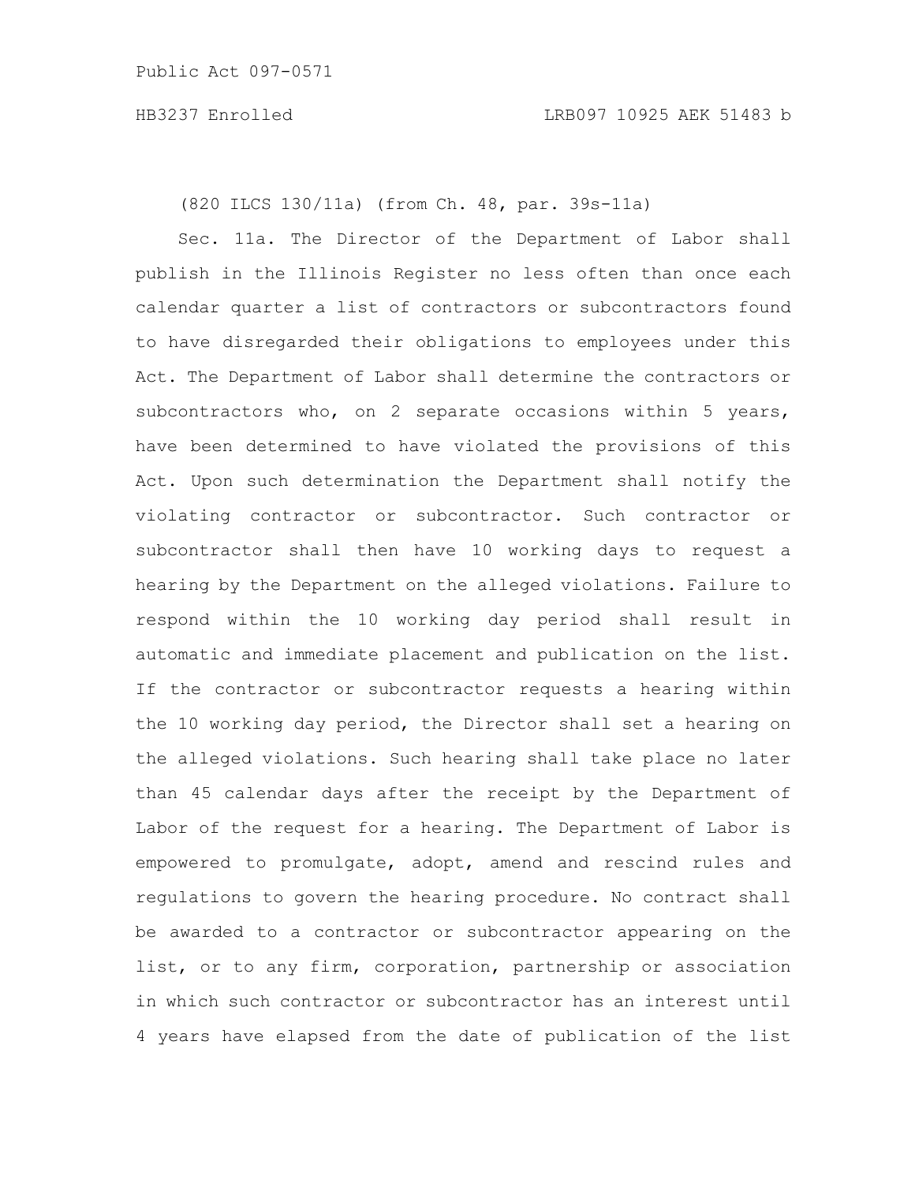(820 ILCS 130/11a) (from Ch. 48, par. 39s-11a)

Sec. 11a. The Director of the Department of Labor shall publish in the Illinois Register no less often than once each calendar quarter a list of contractors or subcontractors found to have disregarded their obligations to employees under this Act. The Department of Labor shall determine the contractors or subcontractors who, on 2 separate occasions within 5 years, have been determined to have violated the provisions of this Act. Upon such determination the Department shall notify the violating contractor or subcontractor. Such contractor or subcontractor shall then have 10 working days to request a hearing by the Department on the alleged violations. Failure to respond within the 10 working day period shall result in automatic and immediate placement and publication on the list. If the contractor or subcontractor requests a hearing within the 10 working day period, the Director shall set a hearing on the alleged violations. Such hearing shall take place no later than 45 calendar days after the receipt by the Department of Labor of the request for a hearing. The Department of Labor is empowered to promulgate, adopt, amend and rescind rules and regulations to govern the hearing procedure. No contract shall be awarded to a contractor or subcontractor appearing on the list, or to any firm, corporation, partnership or association in which such contractor or subcontractor has an interest until 4 years have elapsed from the date of publication of the list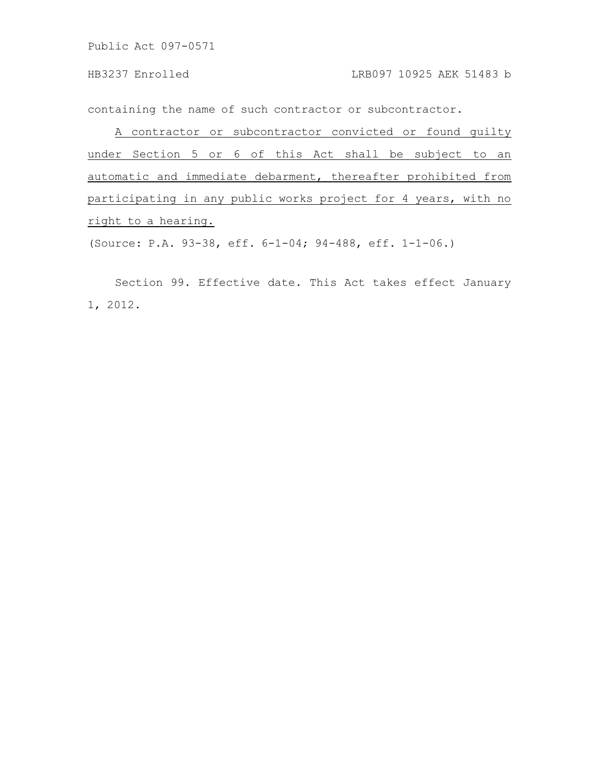containing the name of such contractor or subcontractor.

A contractor or subcontractor convicted or found guilty under Section 5 or 6 of this Act shall be subject to an automatic and immediate debarment, thereafter prohibited from participating in any public works project for 4 years, with no right to a hearing.

(Source: P.A. 93-38, eff. 6-1-04; 94-488, eff. 1-1-06.)

Section 99. Effective date. This Act takes effect January 1, 2012.